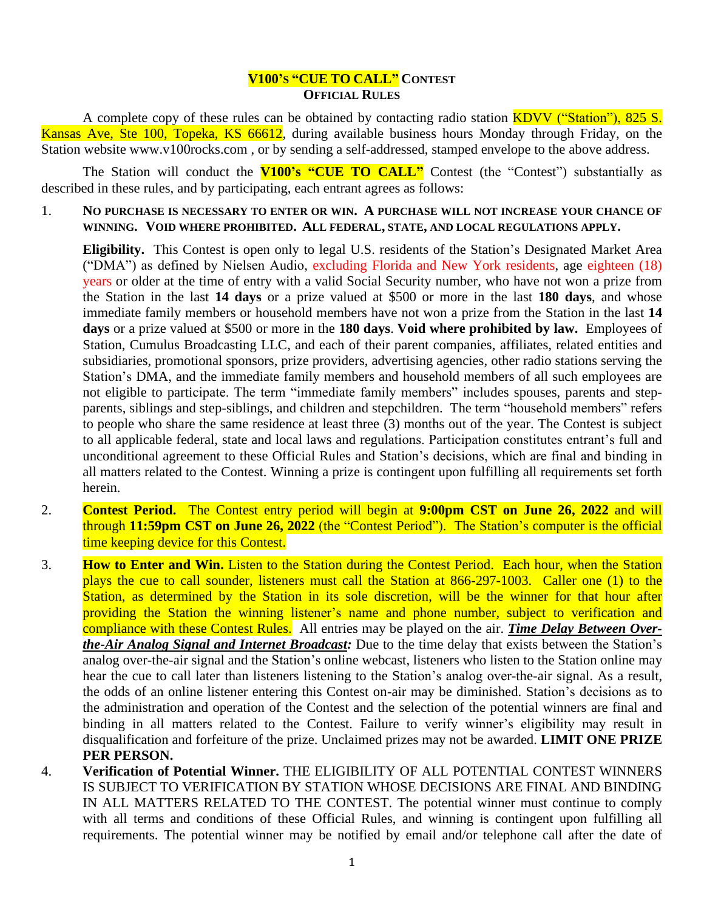# V100's "CUE TO CALL" CONTEST
## OFFICIAL RULES

A complete copy of these rules can be obtained by contacting radio station KDVV ("Station"), 825 S. Kansas Ave, Ste 100, Topeka, KS 66612, during available business hours Monday through Friday, on the Station website www.v100rocks.com , or by sending a self-addressed, stamped envelope to the above address.

The Station will conduct the **V100's "CUE TO CALL"** Contest (the "Contest") substantially as described in these rules, and by participating, each entrant agrees as follows:

1. **NO PURCHASE IS NECESSARY TO ENTER OR WIN. A PURCHASE WILL NOT INCREASE YOUR CHANCE OF WINNING. VOID WHERE PROHIBITED. ALL FEDERAL, STATE, AND LOCAL REGULATIONS APPLY.**

   **Eligibility.** This Contest is open only to legal U.S. residents of the Station's Designated Market Area ("DMA") as defined by Nielsen Audio, excluding Florida and New York residents, age eighteen (18) years or older at the time of entry with a valid Social Security number, who have not won a prize from the Station in the last **14 days** or a prize valued at $500 or more in the last **180 days**, and whose immediate family members or household members have not won a prize from the Station in the last **14 days** or a prize valued at $500 or more in the **180 days**. **Void where prohibited by law.** Employees of Station, Cumulus Broadcasting LLC, and each of their parent companies, affiliates, related entities and subsidiaries, promotional sponsors, prize providers, advertising agencies, other radio stations serving the Station's DMA, and the immediate family members and household members of all such employees are not eligible to participate. The term "immediate family members" includes spouses, parents and step-parents, siblings and step-siblings, and children and stepchildren. The term "household members" refers to people who share the same residence at least three (3) months out of the year. The Contest is subject to all applicable federal, state and local laws and regulations. Participation constitutes entrant's full and unconditional agreement to these Official Rules and Station's decisions, which are final and binding in all matters related to the Contest. Winning a prize is contingent upon fulfilling all requirements set forth herein.

2. **Contest Period.** The Contest entry period will begin at **9:00pm CST on June 26, 2022** and will through **11:59pm CST on June 26, 2022** (the "Contest Period"). The Station's computer is the official time keeping device for this Contest.

3. **How to Enter and Win.** Listen to the Station during the Contest Period. Each hour, when the Station plays the cue to call sounder, listeners must call the Station at 866-297-1003. Caller one (1) to the Station, as determined by the Station in its sole discretion, will be the winner for that hour after providing the Station the winning listener's name and phone number, subject to verification and compliance with these Contest Rules. All entries may be played on the air. ***Time Delay Between Over-the-Air Analog Signal and Internet Broadcast:*** Due to the time delay that exists between the Station's analog over-the-air signal and the Station's online webcast, listeners who listen to the Station online may hear the cue to call later than listeners listening to the Station's analog over-the-air signal. As a result, the odds of an online listener entering this Contest on-air may be diminished. Station's decisions as to the administration and operation of the Contest and the selection of the potential winners are final and binding in all matters related to the Contest. Failure to verify winner's eligibility may result in disqualification and forfeiture of the prize. Unclaimed prizes may not be awarded. **LIMIT ONE PRIZE PER PERSON.**

4. **Verification of Potential Winner.** THE ELIGIBILITY OF ALL POTENTIAL CONTEST WINNERS IS SUBJECT TO VERIFICATION BY STATION WHOSE DECISIONS ARE FINAL AND BINDING IN ALL MATTERS RELATED TO THE CONTEST. The potential winner must continue to comply with all terms and conditions of these Official Rules, and winning is contingent upon fulfilling all requirements. The potential winner may be notified by email and/or telephone call after the date of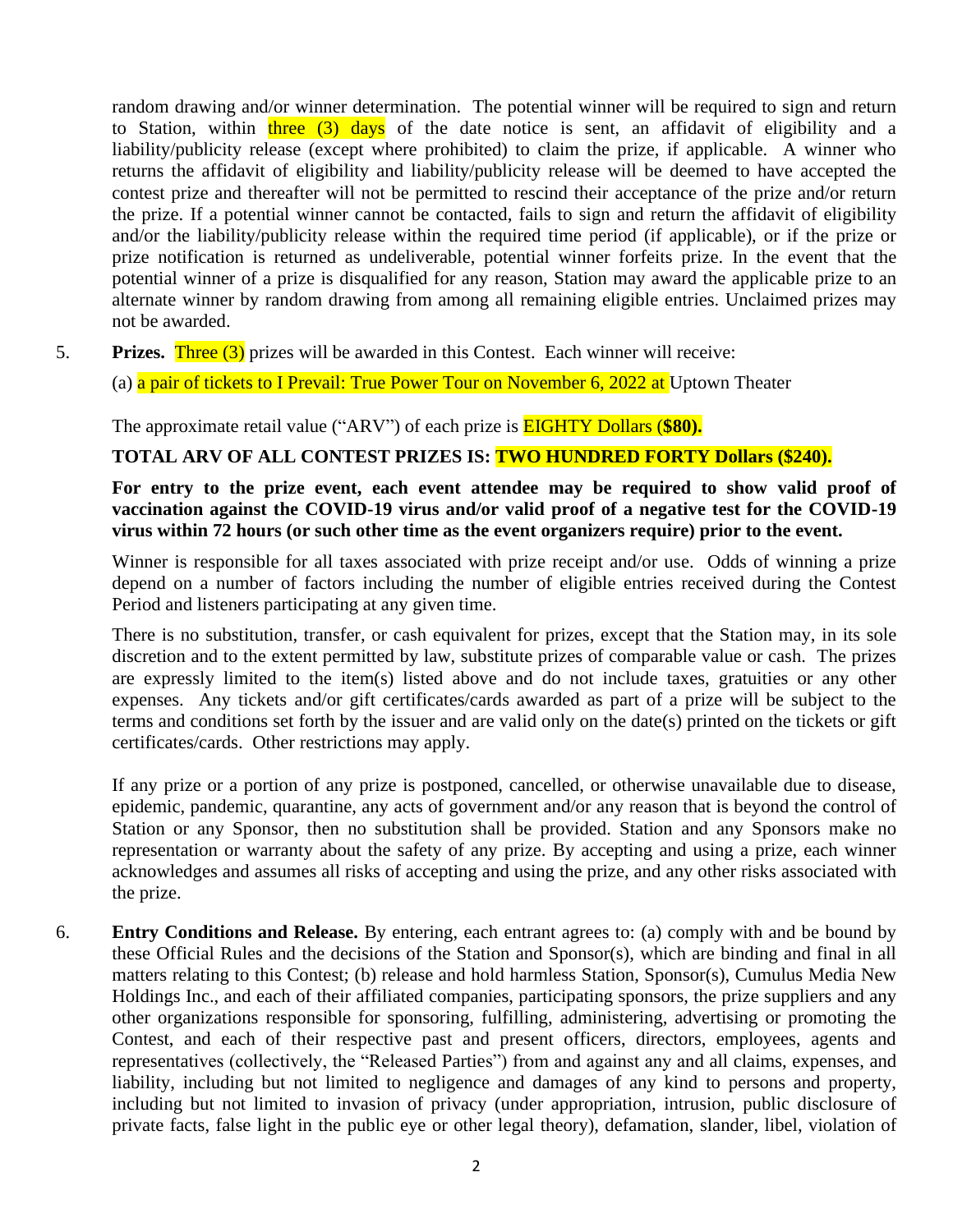random drawing and/or winner determination. The potential winner will be required to sign and return to Station, within three (3) days of the date notice is sent, an affidavit of eligibility and a liability/publicity release (except where prohibited) to claim the prize, if applicable. A winner who returns the affidavit of eligibility and liability/publicity release will be deemed to have accepted the contest prize and thereafter will not be permitted to rescind their acceptance of the prize and/or return the prize. If a potential winner cannot be contacted, fails to sign and return the affidavit of eligibility and/or the liability/publicity release within the required time period (if applicable), or if the prize or prize notification is returned as undeliverable, potential winner forfeits prize. In the event that the potential winner of a prize is disqualified for any reason, Station may award the applicable prize to an alternate winner by random drawing from among all remaining eligible entries. Unclaimed prizes may not be awarded.

5. **Prizes.** Three (3) prizes will be awarded in this Contest. Each winner will receive:

   (a) a pair of tickets to I Prevail: True Power Tour on November 6, 2022 at Uptown Theater

   The approximate retail value ("ARV") of each prize is EIGHTY Dollars (**$80).**

   **TOTAL ARV OF ALL CONTEST PRIZES IS: TWO HUNDRED FORTY Dollars ($240).**

   **For entry to the prize event, each event attendee may be required to show valid proof of vaccination against the COVID-19 virus and/or valid proof of a negative test for the COVID-19 virus within 72 hours (or such other time as the event organizers require) prior to the event.**

   Winner is responsible for all taxes associated with prize receipt and/or use. Odds of winning a prize depend on a number of factors including the number of eligible entries received during the Contest Period and listeners participating at any given time.

   There is no substitution, transfer, or cash equivalent for prizes, except that the Station may, in its sole discretion and to the extent permitted by law, substitute prizes of comparable value or cash. The prizes are expressly limited to the item(s) listed above and do not include taxes, gratuities or any other expenses. Any tickets and/or gift certificates/cards awarded as part of a prize will be subject to the terms and conditions set forth by the issuer and are valid only on the date(s) printed on the tickets or gift certificates/cards. Other restrictions may apply.

   If any prize or a portion of any prize is postponed, cancelled, or otherwise unavailable due to disease, epidemic, pandemic, quarantine, any acts of government and/or any reason that is beyond the control of Station or any Sponsor, then no substitution shall be provided. Station and any Sponsors make no representation or warranty about the safety of any prize. By accepting and using a prize, each winner acknowledges and assumes all risks of accepting and using the prize, and any other risks associated with the prize.

6. **Entry Conditions and Release.** By entering, each entrant agrees to: (a) comply with and be bound by these Official Rules and the decisions of the Station and Sponsor(s), which are binding and final in all matters relating to this Contest; (b) release and hold harmless Station, Sponsor(s), Cumulus Media New Holdings Inc., and each of their affiliated companies, participating sponsors, the prize suppliers and any other organizations responsible for sponsoring, fulfilling, administering, advertising or promoting the Contest, and each of their respective past and present officers, directors, employees, agents and representatives (collectively, the "Released Parties") from and against any and all claims, expenses, and liability, including but not limited to negligence and damages of any kind to persons and property, including but not limited to invasion of privacy (under appropriation, intrusion, public disclosure of private facts, false light in the public eye or other legal theory), defamation, slander, libel, violation of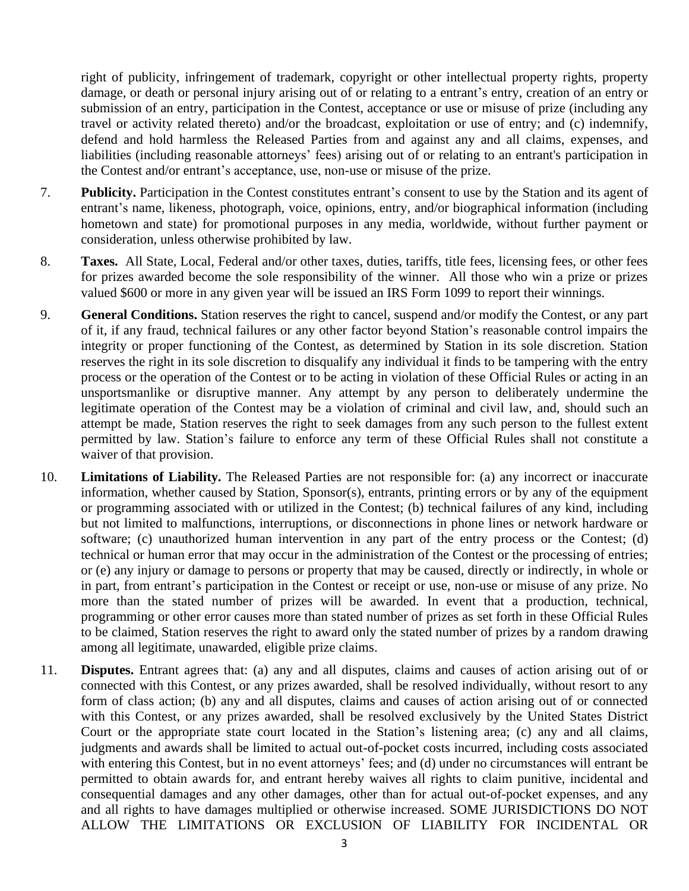right of publicity, infringement of trademark, copyright or other intellectual property rights, property damage, or death or personal injury arising out of or relating to a entrant's entry, creation of an entry or submission of an entry, participation in the Contest, acceptance or use or misuse of prize (including any travel or activity related thereto) and/or the broadcast, exploitation or use of entry; and (c) indemnify, defend and hold harmless the Released Parties from and against any and all claims, expenses, and liabilities (including reasonable attorneys' fees) arising out of or relating to an entrant's participation in the Contest and/or entrant's acceptance, use, non-use or misuse of the prize.

7. **Publicity.** Participation in the Contest constitutes entrant's consent to use by the Station and its agent of entrant's name, likeness, photograph, voice, opinions, entry, and/or biographical information (including hometown and state) for promotional purposes in any media, worldwide, without further payment or consideration, unless otherwise prohibited by law.

8. **Taxes.** All State, Local, Federal and/or other taxes, duties, tariffs, title fees, licensing fees, or other fees for prizes awarded become the sole responsibility of the winner. All those who win a prize or prizes valued $600 or more in any given year will be issued an IRS Form 1099 to report their winnings.

9. **General Conditions.** Station reserves the right to cancel, suspend and/or modify the Contest, or any part of it, if any fraud, technical failures or any other factor beyond Station's reasonable control impairs the integrity or proper functioning of the Contest, as determined by Station in its sole discretion. Station reserves the right in its sole discretion to disqualify any individual it finds to be tampering with the entry process or the operation of the Contest or to be acting in violation of these Official Rules or acting in an unsportsmanlike or disruptive manner. Any attempt by any person to deliberately undermine the legitimate operation of the Contest may be a violation of criminal and civil law, and, should such an attempt be made, Station reserves the right to seek damages from any such person to the fullest extent permitted by law. Station's failure to enforce any term of these Official Rules shall not constitute a waiver of that provision.

10. **Limitations of Liability.** The Released Parties are not responsible for: (a) any incorrect or inaccurate information, whether caused by Station, Sponsor(s), entrants, printing errors or by any of the equipment or programming associated with or utilized in the Contest; (b) technical failures of any kind, including but not limited to malfunctions, interruptions, or disconnections in phone lines or network hardware or software; (c) unauthorized human intervention in any part of the entry process or the Contest; (d) technical or human error that may occur in the administration of the Contest or the processing of entries; or (e) any injury or damage to persons or property that may be caused, directly or indirectly, in whole or in part, from entrant's participation in the Contest or receipt or use, non-use or misuse of any prize. No more than the stated number of prizes will be awarded. In event that a production, technical, programming or other error causes more than stated number of prizes as set forth in these Official Rules to be claimed, Station reserves the right to award only the stated number of prizes by a random drawing among all legitimate, unawarded, eligible prize claims.

11. **Disputes.** Entrant agrees that: (a) any and all disputes, claims and causes of action arising out of or connected with this Contest, or any prizes awarded, shall be resolved individually, without resort to any form of class action; (b) any and all disputes, claims and causes of action arising out of or connected with this Contest, or any prizes awarded, shall be resolved exclusively by the United States District Court or the appropriate state court located in the Station's listening area; (c) any and all claims, judgments and awards shall be limited to actual out-of-pocket costs incurred, including costs associated with entering this Contest, but in no event attorneys' fees; and (d) under no circumstances will entrant be permitted to obtain awards for, and entrant hereby waives all rights to claim punitive, incidental and consequential damages and any other damages, other than for actual out-of-pocket expenses, and any and all rights to have damages multiplied or otherwise increased. SOME JURISDICTIONS DO NOT ALLOW THE LIMITATIONS OR EXCLUSION OF LIABILITY FOR INCIDENTAL OR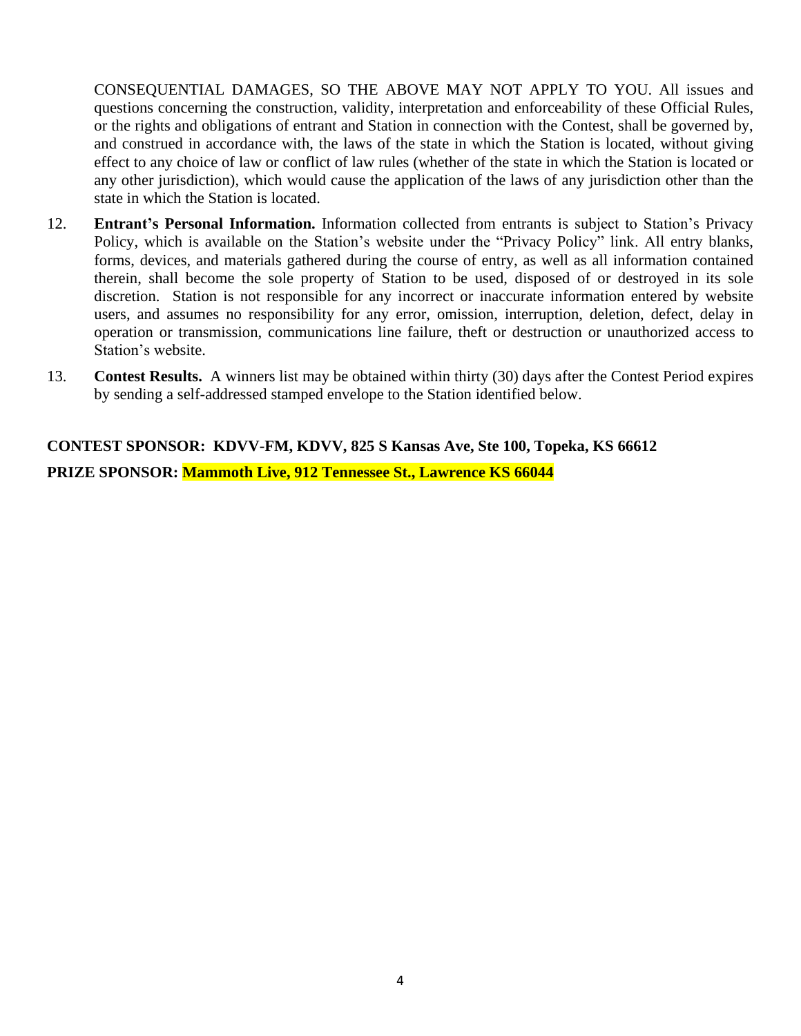CONSEQUENTIAL DAMAGES, SO THE ABOVE MAY NOT APPLY TO YOU. All issues and questions concerning the construction, validity, interpretation and enforceability of these Official Rules, or the rights and obligations of entrant and Station in connection with the Contest, shall be governed by, and construed in accordance with, the laws of the state in which the Station is located, without giving effect to any choice of law or conflict of law rules (whether of the state in which the Station is located or any other jurisdiction), which would cause the application of the laws of any jurisdiction other than the state in which the Station is located.

12. **Entrant's Personal Information.** Information collected from entrants is subject to Station's Privacy Policy, which is available on the Station's website under the "Privacy Policy" link. All entry blanks, forms, devices, and materials gathered during the course of entry, as well as all information contained therein, shall become the sole property of Station to be used, disposed of or destroyed in its sole discretion. Station is not responsible for any incorrect or inaccurate information entered by website users, and assumes no responsibility for any error, omission, interruption, deletion, defect, delay in operation or transmission, communications line failure, theft or destruction or unauthorized access to Station's website.

13. **Contest Results.** A winners list may be obtained within thirty (30) days after the Contest Period expires by sending a self-addressed stamped envelope to the Station identified below.

**CONTEST SPONSOR: KDVV-FM, KDVV, 825 S Kansas Ave, Ste 100, Topeka, KS 66612**

**PRIZE SPONSOR: Mammoth Live, 912 Tennessee St., Lawrence KS 66044**